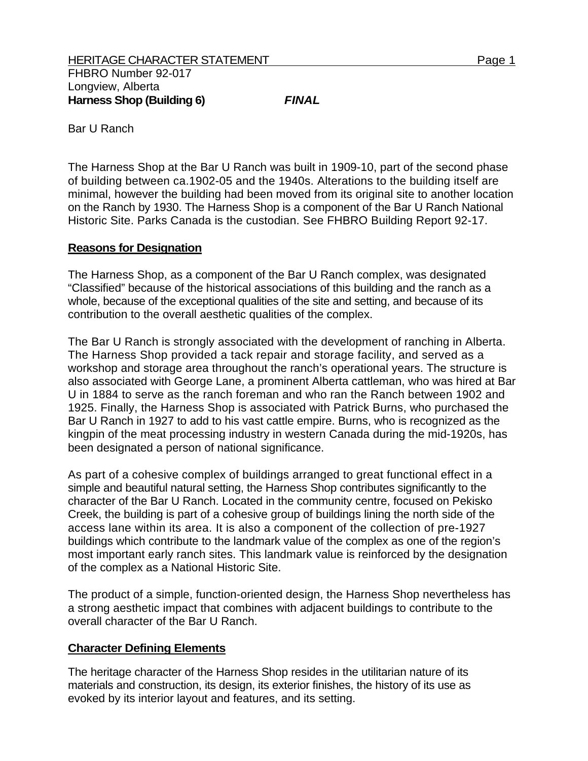HERITAGE CHARACTER STATEMENT

FHBRO Number 92-017
Longview, Alberta
**Harness Shop (Building 6)** ***FINAL***

Bar U Ranch

The Harness Shop at the Bar U Ranch was built in 1909-10, part of the second phase of building between ca.1902-05 and the 1940s. Alterations to the building itself are minimal, however the building had been moved from its original site to another location on the Ranch by 1930. The Harness Shop is a component of the Bar U Ranch National Historic Site. Parks Canada is the custodian. See FHBRO Building Report 92-17.

## Reasons for Designation

The Harness Shop, as a component of the Bar U Ranch complex, was designated "Classified" because of the historical associations of this building and the ranch as a whole, because of the exceptional qualities of the site and setting, and because of its contribution to the overall aesthetic qualities of the complex.

The Bar U Ranch is strongly associated with the development of ranching in Alberta. The Harness Shop provided a tack repair and storage facility, and served as a workshop and storage area throughout the ranch's operational years. The structure is also associated with George Lane, a prominent Alberta cattleman, who was hired at Bar U in 1884 to serve as the ranch foreman and who ran the Ranch between 1902 and 1925. Finally, the Harness Shop is associated with Patrick Burns, who purchased the Bar U Ranch in 1927 to add to his vast cattle empire. Burns, who is recognized as the kingpin of the meat processing industry in western Canada during the mid-1920s, has been designated a person of national significance.

As part of a cohesive complex of buildings arranged to great functional effect in a simple and beautiful natural setting, the Harness Shop contributes significantly to the character of the Bar U Ranch. Located in the community centre, focused on Pekisko Creek, the building is part of a cohesive group of buildings lining the north side of the access lane within its area. It is also a component of the collection of pre-1927 buildings which contribute to the landmark value of the complex as one of the region's most important early ranch sites. This landmark value is reinforced by the designation of the complex as a National Historic Site.

The product of a simple, function-oriented design, the Harness Shop nevertheless has a strong aesthetic impact that combines with adjacent buildings to contribute to the overall character of the Bar U Ranch.

## Character Defining Elements

The heritage character of the Harness Shop resides in the utilitarian nature of its materials and construction, its design, its exterior finishes, the history of its use as evoked by its interior layout and features, and its setting.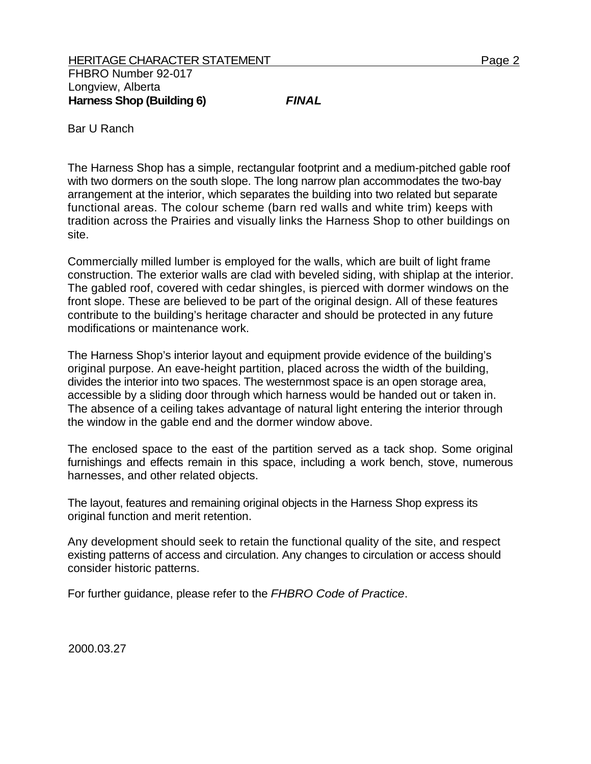Bar U Ranch

The Harness Shop has a simple, rectangular footprint and a medium-pitched gable roof with two dormers on the south slope. The long narrow plan accommodates the two-bay arrangement at the interior, which separates the building into two related but separate functional areas. The colour scheme (barn red walls and white trim) keeps with tradition across the Prairies and visually links the Harness Shop to other buildings on site.

Commercially milled lumber is employed for the walls, which are built of light frame construction. The exterior walls are clad with beveled siding, with shiplap at the interior. The gabled roof, covered with cedar shingles, is pierced with dormer windows on the front slope. These are believed to be part of the original design. All of these features contribute to the building's heritage character and should be protected in any future modifications or maintenance work.

The Harness Shop's interior layout and equipment provide evidence of the building's original purpose. An eave-height partition, placed across the width of the building, divides the interior into two spaces. The westernmost space is an open storage area, accessible by a sliding door through which harness would be handed out or taken in. The absence of a ceiling takes advantage of natural light entering the interior through the window in the gable end and the dormer window above.

The enclosed space to the east of the partition served as a tack shop. Some original furnishings and effects remain in this space, including a work bench, stove, numerous harnesses, and other related objects.

The layout, features and remaining original objects in the Harness Shop express its original function and merit retention.

Any development should seek to retain the functional quality of the site, and respect existing patterns of access and circulation. Any changes to circulation or access should consider historic patterns.

For further guidance, please refer to the *FHBRO Code of Practice*.

2000.03.27